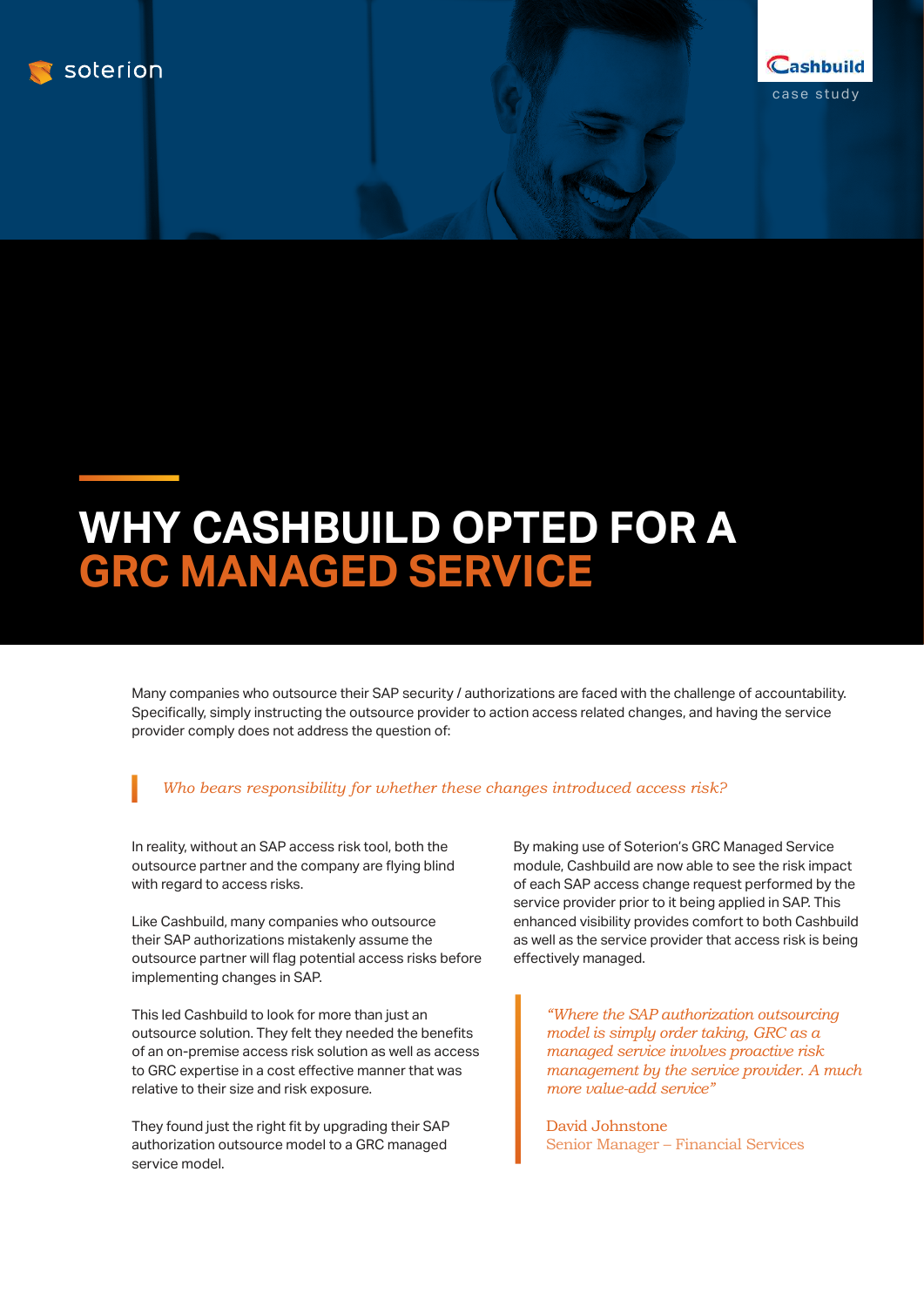soterion

Cashbuild

case study

# WHY CASHBUILD OPTED FOR A GRC MANAGED SERVICE

Many companies who outsource their SAP security / authorizations are faced with the challenge of accountability. Specifically, simply instructing the outsource provider to action access related changes, and having the service provider comply does not address the question of:

> *Who bears responsibility for whether these changes introduced access risk?*

In reality, without an SAP access risk tool, both the outsource partner and the company are flying blind with regard to access risks.

Like Cashbuild, many companies who outsource their SAP authorizations mistakenly assume the outsource partner will flag potential access risks before implementing changes in SAP.

This led Cashbuild to look for more than just an outsource solution. They felt they needed the benefits of an on-premise access risk solution as well as access to GRC expertise in a cost effective manner that was relative to their size and risk exposure.

They found just the right fit by upgrading their SAP authorization outsource model to a GRC managed service model.

By making use of Soterion's GRC Managed Service module, Cashbuild are now able to see the risk impact of each SAP access change request performed by the service provider prior to it being applied in SAP. This enhanced visibility provides comfort to both Cashbuild as well as the service provider that access risk is being effectively managed.

> *"Where the SAP authorization outsourcing model is simply order taking, GRC as a managed service involves proactive risk management by the service provider. A much more value-add service"*
>
> David Johnstone
> Senior Manager – Financial Services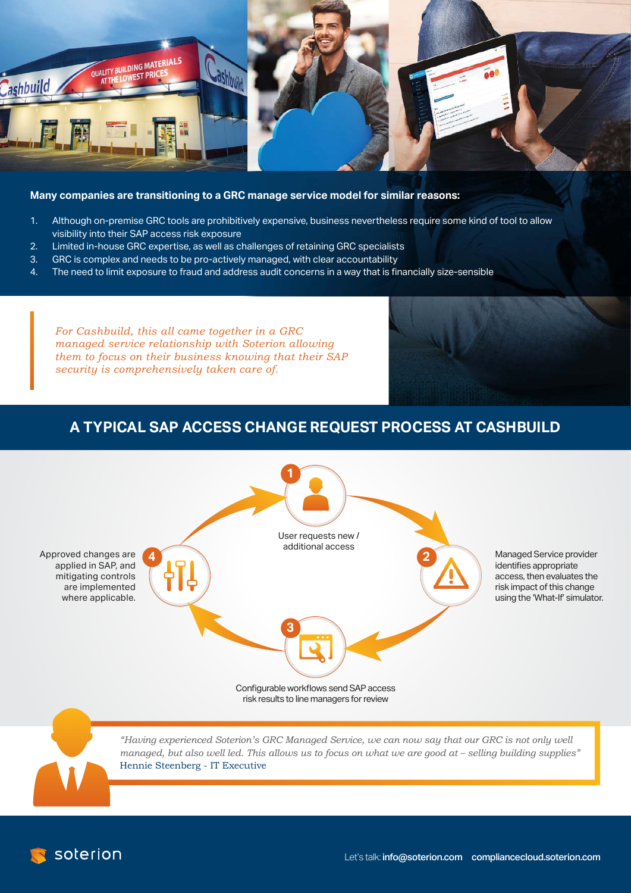**Many companies are transitioning to a GRC manage service model for similar reasons:**

1. Although on-premise GRC tools are prohibitively expensive, business nevertheless require some kind of tool to allow visibility into their SAP access risk exposure
2. Limited in-house GRC expertise, as well as challenges of retaining GRC specialists
3. GRC is complex and needs to be pro-actively managed, with clear accountability
4. The need to limit exposure to fraud and address audit concerns in a way that is financially size-sensible

> *For Cashbuild, this all came together in a GRC managed service relationship with Soterion allowing them to focus on their business knowing that their SAP security is comprehensively taken care of.*

## A TYPICAL SAP ACCESS CHANGE REQUEST PROCESS AT CASHBUILD

1 User requests new / additional access

2 Managed Service provider identifies appropriate access, then evaluates the risk impact of this change using the 'What-If' simulator.

3 Configurable workflows send SAP access risk results to line managers for review

4 Approved changes are applied in SAP, and mitigating controls are implemented where applicable.

> *"Having experienced Soterion's GRC Managed Service, we can now say that our GRC is not only well managed, but also well led. This allows us to focus on what we are good at – selling building supplies"*
> Hennie Steenberg - IT Executive

soterion

Let's talk: **info@soterion.com** **compliancecloud.soterion.com**